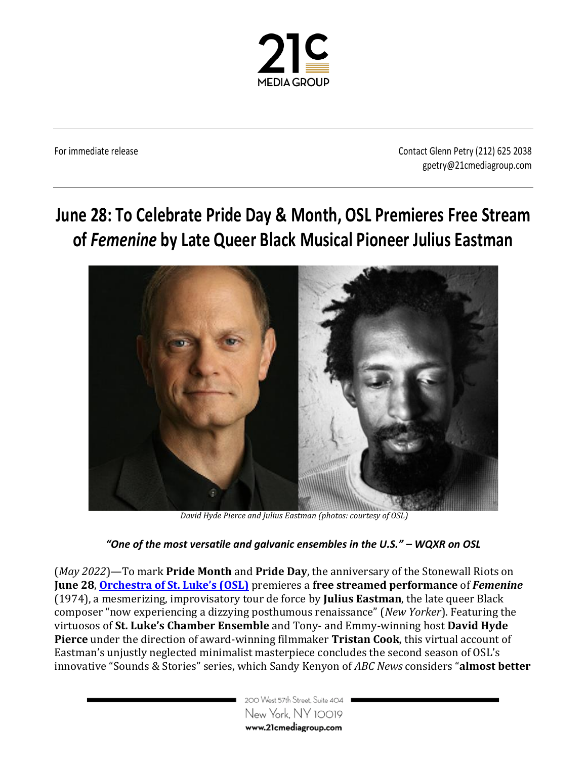For immediate release

Contact Glenn Petry (212) 625 2038
gpetry@21cmediagroup.com

# June 28: To Celebrate Pride Day & Month, OSL Premieres Free Stream of *Femenine* by Late Queer Black Musical Pioneer Julius Eastman

*David Hyde Pierce and Julius Eastman (photos: courtesy of OSL)*

***"One of the most versatile and galvanic ensembles in the U.S." – WQXR on OSL***

(*May 2022*)—To mark **Pride Month** and **Pride Day**, the anniversary of the Stonewall Riots on **June 28**, **[Orchestra of St. Luke's (OSL)]** premieres a **free streamed performance** of ***Femenine*** (1974), a mesmerizing, improvisatory tour de force by **Julius Eastman**, the late queer Black composer "now experiencing a dizzying posthumous renaissance" (*New Yorker*). Featuring the virtuosos of **St. Luke's Chamber Ensemble** and Tony- and Emmy-winning host **David Hyde Pierce** under the direction of award-winning filmmaker **Tristan Cook**, this virtual account of Eastman's unjustly neglected minimalist masterpiece concludes the second season of OSL's innovative "Sounds & Stories" series, which Sandy Kenyon of *ABC News* considers "**almost better**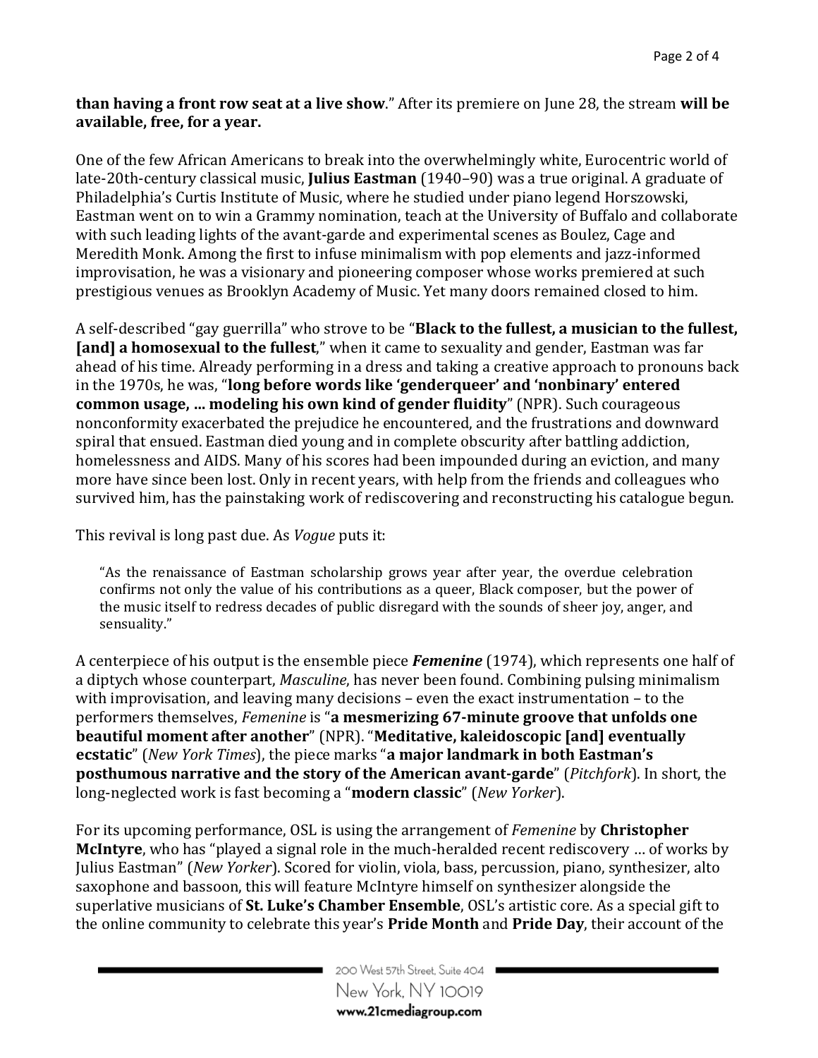**than having a front row seat at a live show**." After its premiere on June 28, the stream **will be available, free, for a year.**

One of the few African Americans to break into the overwhelmingly white, Eurocentric world of late-20th-century classical music, **Julius Eastman** (1940–90) was a true original. A graduate of Philadelphia's Curtis Institute of Music, where he studied under piano legend Horszowski, Eastman went on to win a Grammy nomination, teach at the University of Buffalo and collaborate with such leading lights of the avant-garde and experimental scenes as Boulez, Cage and Meredith Monk. Among the first to infuse minimalism with pop elements and jazz-informed improvisation, he was a visionary and pioneering composer whose works premiered at such prestigious venues as Brooklyn Academy of Music. Yet many doors remained closed to him.

A self-described "gay guerrilla" who strove to be "**Black to the fullest, a musician to the fullest, [and] a homosexual to the fullest**," when it came to sexuality and gender, Eastman was far ahead of his time. Already performing in a dress and taking a creative approach to pronouns back in the 1970s, he was, "**long before words like 'genderqueer' and 'nonbinary' entered common usage, … modeling his own kind of gender fluidity**" (NPR). Such courageous nonconformity exacerbated the prejudice he encountered, and the frustrations and downward spiral that ensued. Eastman died young and in complete obscurity after battling addiction, homelessness and AIDS. Many of his scores had been impounded during an eviction, and many more have since been lost. Only in recent years, with help from the friends and colleagues who survived him, has the painstaking work of rediscovering and reconstructing his catalogue begun.

This revival is long past due. As *Vogue* puts it:

> "As the renaissance of Eastman scholarship grows year after year, the overdue celebration confirms not only the value of his contributions as a queer, Black composer, but the power of the music itself to redress decades of public disregard with the sounds of sheer joy, anger, and sensuality."

A centerpiece of his output is the ensemble piece ***Femenine*** (1974), which represents one half of a diptych whose counterpart, *Masculine*, has never been found. Combining pulsing minimalism with improvisation, and leaving many decisions – even the exact instrumentation – to the performers themselves, *Femenine* is "**a mesmerizing 67-minute groove that unfolds one beautiful moment after another**" (NPR). "**Meditative, kaleidoscopic [and] eventually ecstatic**" (*New York Times*), the piece marks "**a major landmark in both Eastman's posthumous narrative and the story of the American avant-garde**" (*Pitchfork*). In short, the long-neglected work is fast becoming a "**modern classic**" (*New Yorker*).

For its upcoming performance, OSL is using the arrangement of *Femenine* by **Christopher McIntyre**, who has "played a signal role in the much-heralded recent rediscovery … of works by Julius Eastman" (*New Yorker*). Scored for violin, viola, bass, percussion, piano, synthesizer, alto saxophone and bassoon, this will feature McIntyre himself on synthesizer alongside the superlative musicians of **St. Luke's Chamber Ensemble**, OSL's artistic core. As a special gift to the online community to celebrate this year's **Pride Month** and **Pride Day**, their account of the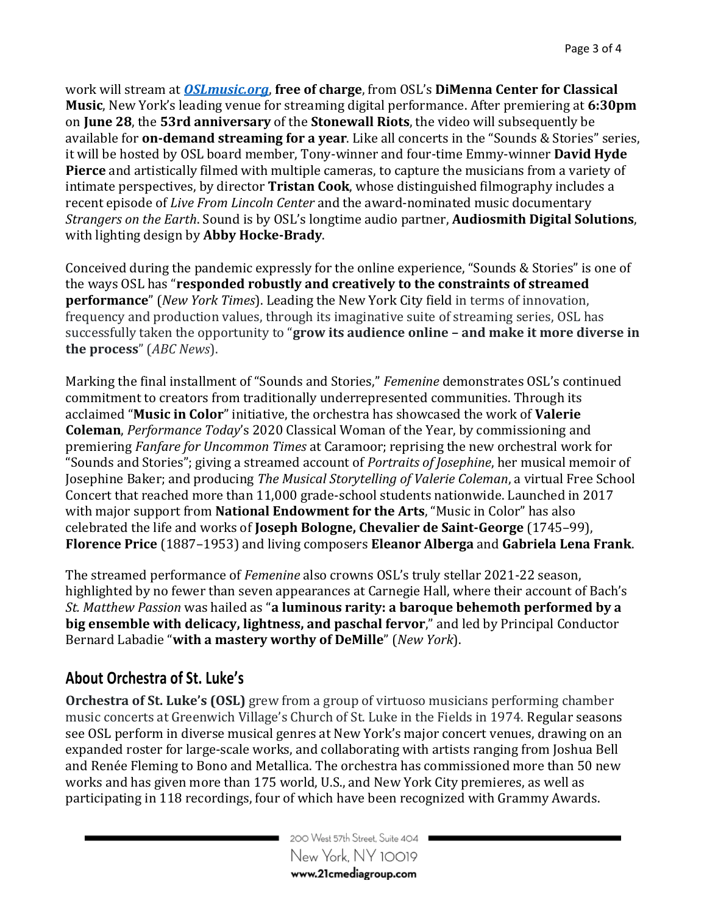work will stream at ***[OSLmusic.org](http://OSLmusic.org)***, **free of charge**, from OSL's **DiMenna Center for Classical Music**, New York's leading venue for streaming digital performance. After premiering at **6:30pm** on **June 28**, the **53rd anniversary** of the **Stonewall Riots**, the video will subsequently be available for **on-demand streaming for a year**. Like all concerts in the "Sounds & Stories" series, it will be hosted by OSL board member, Tony-winner and four-time Emmy-winner **David Hyde Pierce** and artistically filmed with multiple cameras, to capture the musicians from a variety of intimate perspectives, by director **Tristan Cook**, whose distinguished filmography includes a recent episode of *Live From Lincoln Center* and the award-nominated music documentary *Strangers on the Earth*. Sound is by OSL's longtime audio partner, **Audiosmith Digital Solutions**, with lighting design by **Abby Hocke-Brady**.

Conceived during the pandemic expressly for the online experience, "Sounds & Stories" is one of the ways OSL has "**responded robustly and creatively to the constraints of streamed performance**" (*New York Times*). Leading the New York City field in terms of innovation, frequency and production values, through its imaginative suite of streaming series, OSL has successfully taken the opportunity to "**grow its audience online – and make it more diverse in the process**" (*ABC News*).

Marking the final installment of "Sounds and Stories," *Femenine* demonstrates OSL's continued commitment to creators from traditionally underrepresented communities. Through its acclaimed "**Music in Color**" initiative, the orchestra has showcased the work of **Valerie Coleman**, *Performance Today*'s 2020 Classical Woman of the Year, by commissioning and premiering *Fanfare for Uncommon Times* at Caramoor; reprising the new orchestral work for "Sounds and Stories"; giving a streamed account of *Portraits of Josephine*, her musical memoir of Josephine Baker; and producing *The Musical Storytelling of Valerie Coleman*, a virtual Free School Concert that reached more than 11,000 grade-school students nationwide. Launched in 2017 with major support from **National Endowment for the Arts**, "Music in Color" has also celebrated the life and works of **Joseph Bologne, Chevalier de Saint-George** (1745–99), **Florence Price** (1887–1953) and living composers **Eleanor Alberga** and **Gabriela Lena Frank**.

The streamed performance of *Femenine* also crowns OSL's truly stellar 2021-22 season, highlighted by no fewer than seven appearances at Carnegie Hall, where their account of Bach's *St. Matthew Passion* was hailed as "**a luminous rarity: a baroque behemoth performed by a big ensemble with delicacy, lightness, and paschal fervor**," and led by Principal Conductor Bernard Labadie "**with a mastery worthy of DeMille**" (*New York*).

## About Orchestra of St. Luke's

**Orchestra of St. Luke's (OSL)** grew from a group of virtuoso musicians performing chamber music concerts at Greenwich Village's Church of St. Luke in the Fields in 1974. Regular seasons see OSL perform in diverse musical genres at New York's major concert venues, drawing on an expanded roster for large-scale works, and collaborating with artists ranging from Joshua Bell and Renée Fleming to Bono and Metallica. The orchestra has commissioned more than 50 new works and has given more than 175 world, U.S., and New York City premieres, as well as participating in 118 recordings, four of which have been recognized with Grammy Awards.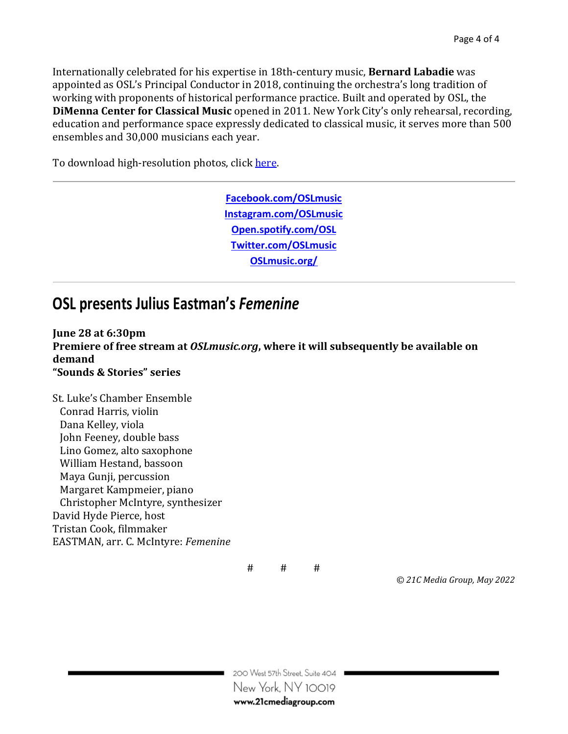Internationally celebrated for his expertise in 18th-century music, **Bernard Labadie** was appointed as OSL's Principal Conductor in 2018, continuing the orchestra's long tradition of working with proponents of historical performance practice. Built and operated by OSL, the **DiMenna Center for Classical Music** opened in 2011. New York City's only rehearsal, recording, education and performance space expressly dedicated to classical music, it serves more than 500 ensembles and 30,000 musicians each year.

To download high-resolution photos, click here.

---

**Facebook.com/OSLmusic**
**Instagram.com/OSLmusic**
**Open.spotify.com/OSL**
**Twitter.com/OSLmusic**
**OSLmusic.org/**

---

## OSL presents Julius Eastman's *Femenine*

**June 28 at 6:30pm**
**Premiere of free stream at *OSLmusic.org*, where it will subsequently be available on demand**
**"Sounds & Stories" series**

St. Luke's Chamber Ensemble
  Conrad Harris, violin
  Dana Kelley, viola
  John Feeney, double bass
  Lino Gomez, alto saxophone
  William Hestand, bassoon
  Maya Gunji, percussion
  Margaret Kampmeier, piano
  Christopher McIntyre, synthesizer
David Hyde Pierce, host
Tristan Cook, filmmaker
EASTMAN, arr. C. McIntyre: *Femenine*

#  #  #

*© 21C Media Group, May 2022*

200 West 57th Street, Suite 404
New York, NY 10019
www.21cmediagroup.com